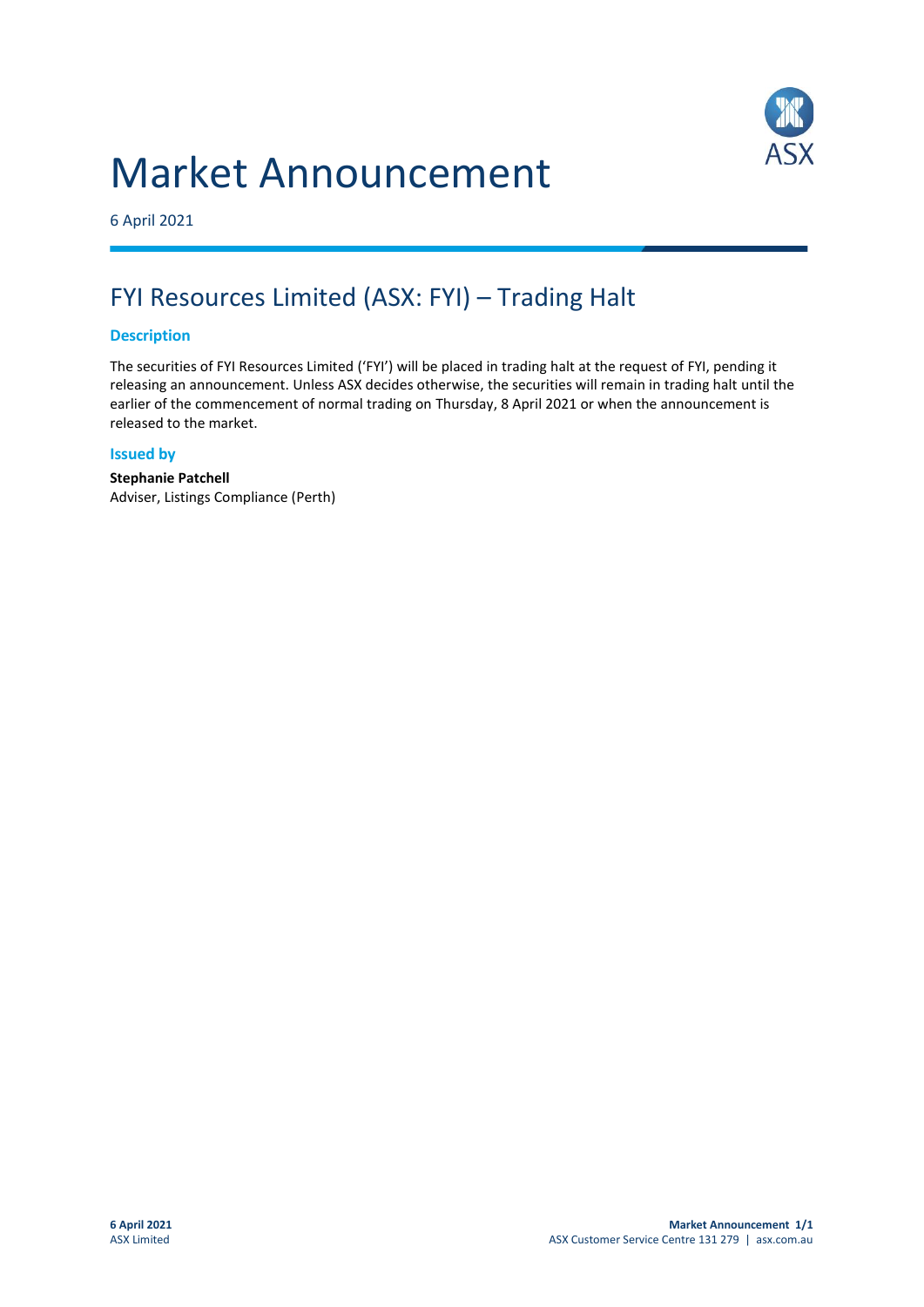# Market Announcement

6 April 2021

## FYI Resources Limited (ASX: FYI) – Trading Halt

### Description

The securities of FYI Resources Limited ('FYI') will be placed in trading halt at the request of FYI, pending it releasing an announcement. Unless ASX decides otherwise, the securities will remain in trading halt until the earlier of the commencement of normal trading on Thursday, 8 April 2021 or when the announcement is released to the market.

### Issued by

**Stephanie Patchell**
Adviser, Listings Compliance (Perth)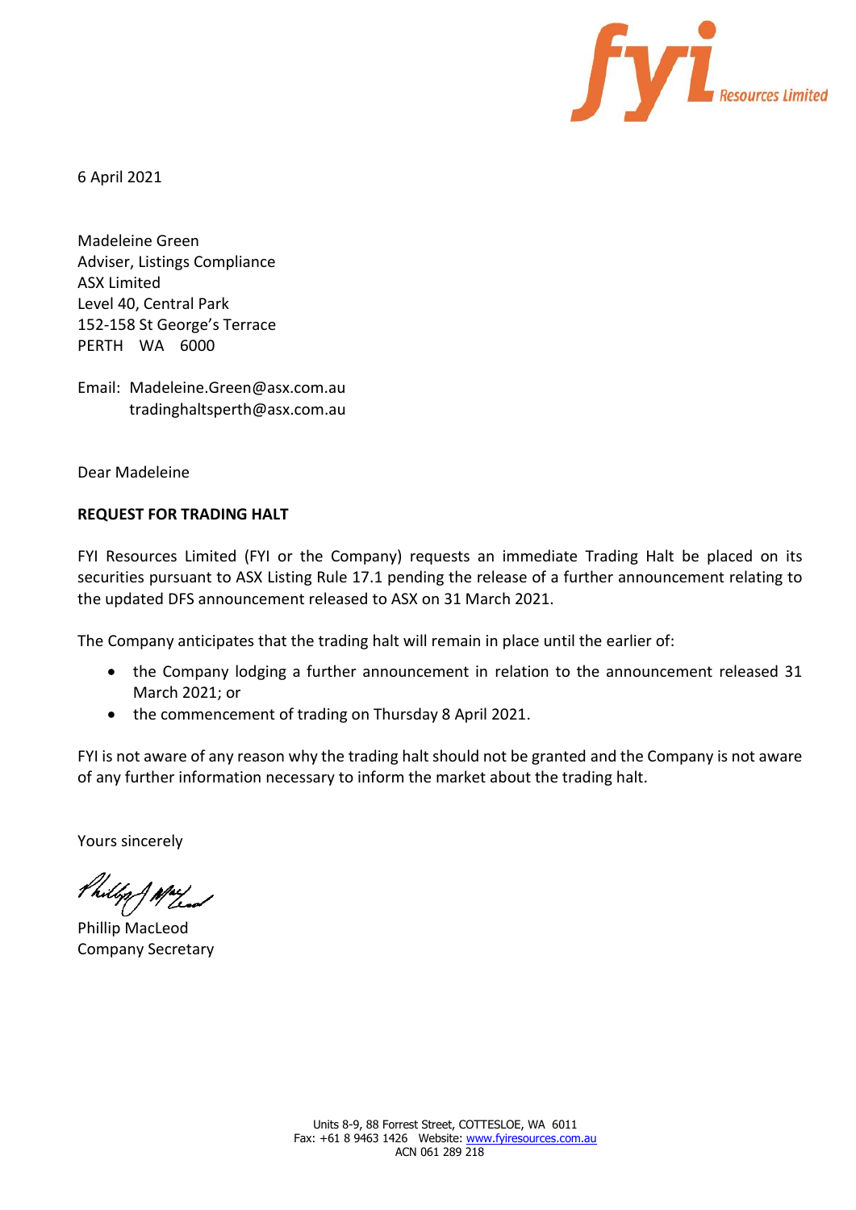6 April 2021

Madeleine Green
Adviser, Listings Compliance
ASX Limited
Level 40, Central Park
152-158 St George's Terrace
PERTH WA 6000

Email: Madeleine.Green@asx.com.au
tradinghaltsperth@asx.com.au

Dear Madeleine

**REQUEST FOR TRADING HALT**

FYI Resources Limited (FYI or the Company) requests an immediate Trading Halt be placed on its securities pursuant to ASX Listing Rule 17.1 pending the release of a further announcement relating to the updated DFS announcement released to ASX on 31 March 2021.

The Company anticipates that the trading halt will remain in place until the earlier of:

- the Company lodging a further announcement in relation to the announcement released 31 March 2021; or
- the commencement of trading on Thursday 8 April 2021.

FYI is not aware of any reason why the trading halt should not be granted and the Company is not aware of any further information necessary to inform the market about the trading halt.

Yours sincerely

Phillip MacLeod
Company Secretary

Units 8-9, 88 Forrest Street, COTTESLOE, WA 6011
Fax: +61 8 9463 1426 Website: www.fyiresources.com.au
ACN 061 289 218